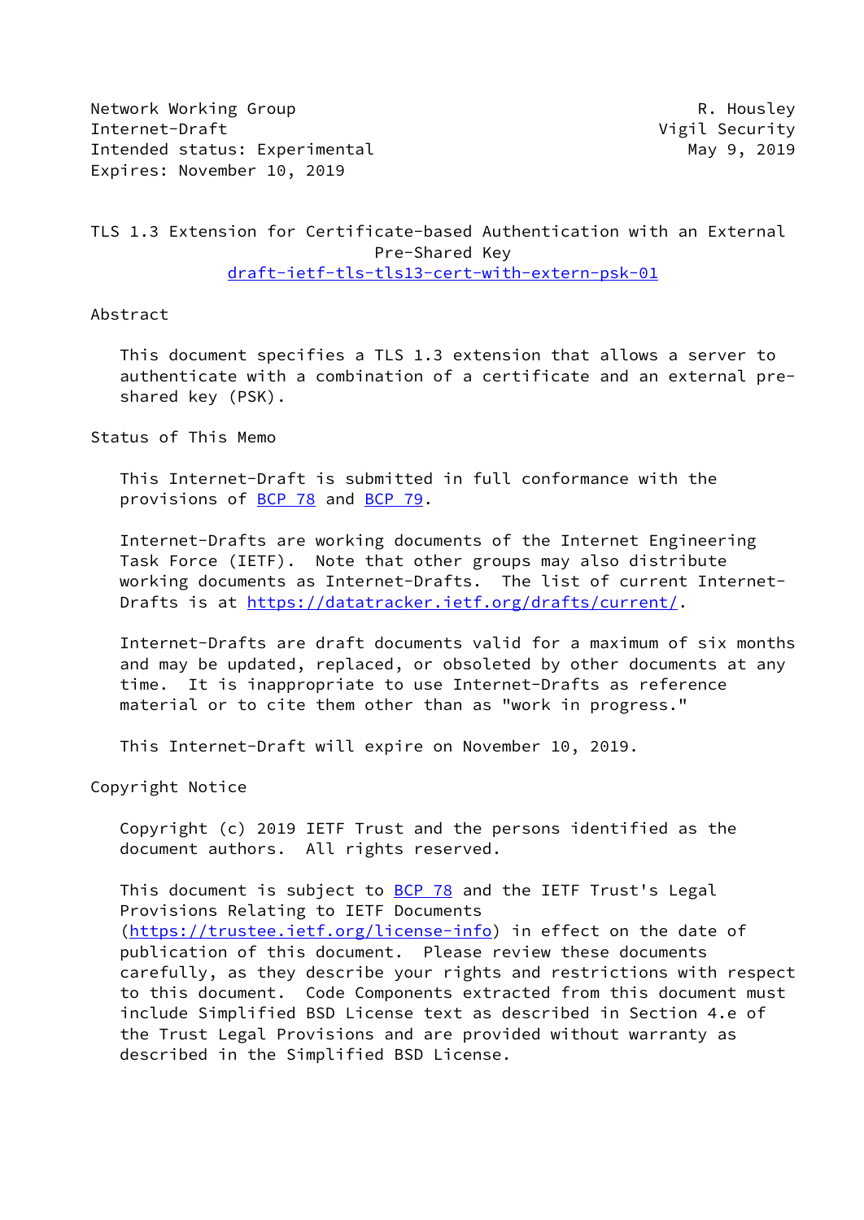Network Working Group R. Housley
Internet-Draft Vigil Security
Intended status: Experimental May 9, 2019
Expires: November 10, 2019

# TLS 1.3 Extension for Certificate-based Authentication with an External Pre-Shared Key

draft-ietf-tls-tls13-cert-with-extern-psk-01

## Abstract

This document specifies a TLS 1.3 extension that allows a server to authenticate with a combination of a certificate and an external pre-shared key (PSK).

## Status of This Memo

This Internet-Draft is submitted in full conformance with the provisions of BCP 78 and BCP 79.

Internet-Drafts are working documents of the Internet Engineering Task Force (IETF). Note that other groups may also distribute working documents as Internet-Drafts. The list of current Internet-Drafts is at https://datatracker.ietf.org/drafts/current/.

Internet-Drafts are draft documents valid for a maximum of six months and may be updated, replaced, or obsoleted by other documents at any time. It is inappropriate to use Internet-Drafts as reference material or to cite them other than as "work in progress."

This Internet-Draft will expire on November 10, 2019.

## Copyright Notice

Copyright (c) 2019 IETF Trust and the persons identified as the document authors. All rights reserved.

This document is subject to BCP 78 and the IETF Trust's Legal Provisions Relating to IETF Documents (https://trustee.ietf.org/license-info) in effect on the date of publication of this document. Please review these documents carefully, as they describe your rights and restrictions with respect to this document. Code Components extracted from this document must include Simplified BSD License text as described in Section 4.e of the Trust Legal Provisions and are provided without warranty as described in the Simplified BSD License.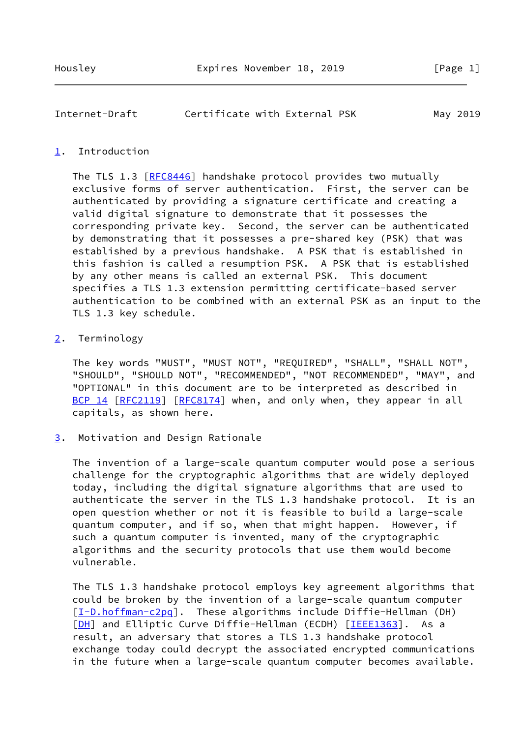## 1. Introduction

The TLS 1.3 [RFC8446] handshake protocol provides two mutually exclusive forms of server authentication. First, the server can be authenticated by providing a signature certificate and creating a valid digital signature to demonstrate that it possesses the corresponding private key. Second, the server can be authenticated by demonstrating that it possesses a pre-shared key (PSK) that was established by a previous handshake. A PSK that is established in this fashion is called a resumption PSK. A PSK that is established by any other means is called an external PSK. This document specifies a TLS 1.3 extension permitting certificate-based server authentication to be combined with an external PSK as an input to the TLS 1.3 key schedule.

## 2. Terminology

The key words "MUST", "MUST NOT", "REQUIRED", "SHALL", "SHALL NOT", "SHOULD", "SHOULD NOT", "RECOMMENDED", "NOT RECOMMENDED", "MAY", and "OPTIONAL" in this document are to be interpreted as described in BCP 14 [RFC2119] [RFC8174] when, and only when, they appear in all capitals, as shown here.

## 3. Motivation and Design Rationale

The invention of a large-scale quantum computer would pose a serious challenge for the cryptographic algorithms that are widely deployed today, including the digital signature algorithms that are used to authenticate the server in the TLS 1.3 handshake protocol. It is an open question whether or not it is feasible to build a large-scale quantum computer, and if so, when that might happen. However, if such a quantum computer is invented, many of the cryptographic algorithms and the security protocols that use them would become vulnerable.

The TLS 1.3 handshake protocol employs key agreement algorithms that could be broken by the invention of a large-scale quantum computer [I-D.hoffman-c2pq]. These algorithms include Diffie-Hellman (DH) [DH] and Elliptic Curve Diffie-Hellman (ECDH) [IEEE1363]. As a result, an adversary that stores a TLS 1.3 handshake protocol exchange today could decrypt the associated encrypted communications in the future when a large-scale quantum computer becomes available.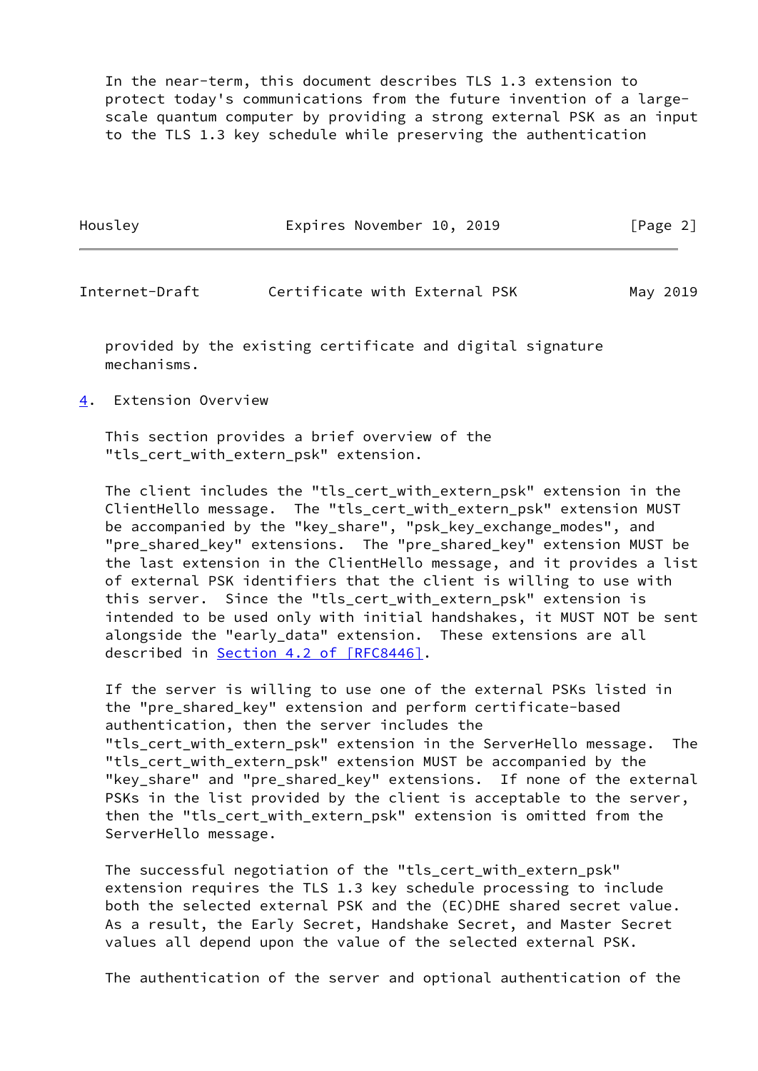In the near-term, this document describes TLS 1.3 extension to protect today's communications from the future invention of a large-scale quantum computer by providing a strong external PSK as an input to the TLS 1.3 key schedule while preserving the authentication provided by the existing certificate and digital signature mechanisms.

## 4. Extension Overview

This section provides a brief overview of the "tls_cert_with_extern_psk" extension.

The client includes the "tls_cert_with_extern_psk" extension in the ClientHello message. The "tls_cert_with_extern_psk" extension MUST be accompanied by the "key_share", "psk_key_exchange_modes", and "pre_shared_key" extensions. The "pre_shared_key" extension MUST be the last extension in the ClientHello message, and it provides a list of external PSK identifiers that the client is willing to use with this server. Since the "tls_cert_with_extern_psk" extension is intended to be used only with initial handshakes, it MUST NOT be sent alongside the "early_data" extension. These extensions are all described in Section 4.2 of [RFC8446].

If the server is willing to use one of the external PSKs listed in the "pre_shared_key" extension and perform certificate-based authentication, then the server includes the "tls_cert_with_extern_psk" extension in the ServerHello message. The "tls_cert_with_extern_psk" extension MUST be accompanied by the "key_share" and "pre_shared_key" extensions. If none of the external PSKs in the list provided by the client is acceptable to the server, then the "tls_cert_with_extern_psk" extension is omitted from the ServerHello message.

The successful negotiation of the "tls_cert_with_extern_psk" extension requires the TLS 1.3 key schedule processing to include both the selected external PSK and the (EC)DHE shared secret value. As a result, the Early Secret, Handshake Secret, and Master Secret values all depend upon the value of the selected external PSK.

The authentication of the server and optional authentication of the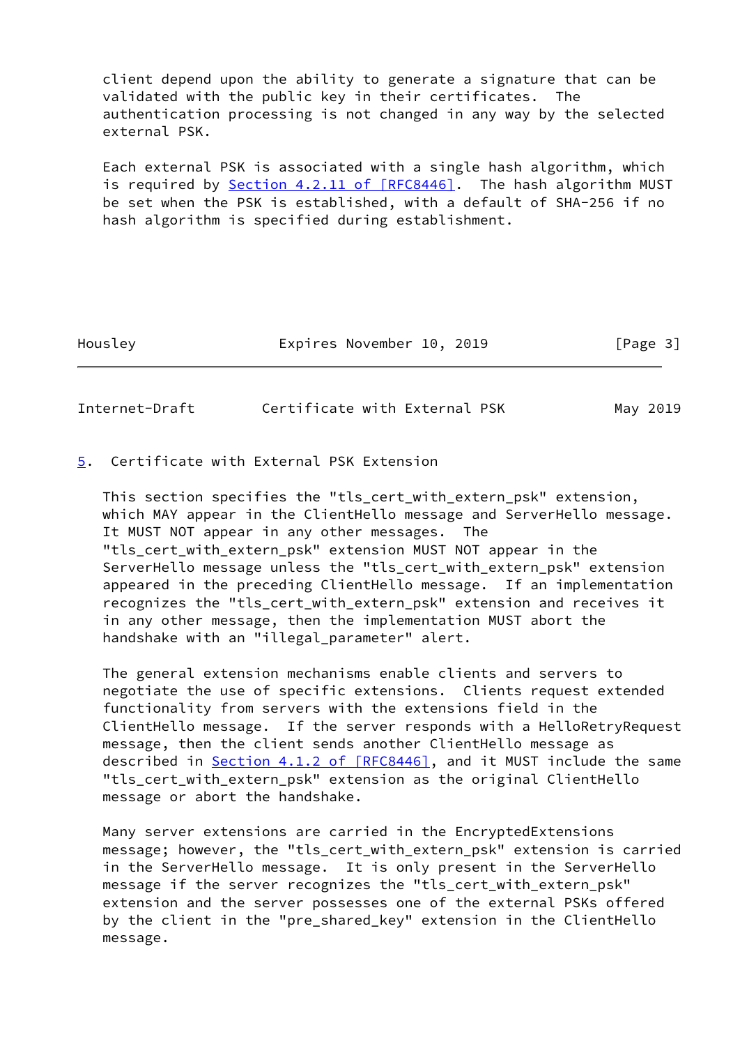client depend upon the ability to generate a signature that can be validated with the public key in their certificates. The authentication processing is not changed in any way by the selected external PSK.

Each external PSK is associated with a single hash algorithm, which is required by Section 4.2.11 of [RFC8446]. The hash algorithm MUST be set when the PSK is established, with a default of SHA-256 if no hash algorithm is specified during establishment.

## 5. Certificate with External PSK Extension

This section specifies the "tls_cert_with_extern_psk" extension, which MAY appear in the ClientHello message and ServerHello message. It MUST NOT appear in any other messages. The "tls_cert_with_extern_psk" extension MUST NOT appear in the ServerHello message unless the "tls_cert_with_extern_psk" extension appeared in the preceding ClientHello message. If an implementation recognizes the "tls_cert_with_extern_psk" extension and receives it in any other message, then the implementation MUST abort the handshake with an "illegal_parameter" alert.

The general extension mechanisms enable clients and servers to negotiate the use of specific extensions. Clients request extended functionality from servers with the extensions field in the ClientHello message. If the server responds with a HelloRetryRequest message, then the client sends another ClientHello message as described in Section 4.1.2 of [RFC8446], and it MUST include the same "tls_cert_with_extern_psk" extension as the original ClientHello message or abort the handshake.

Many server extensions are carried in the EncryptedExtensions message; however, the "tls_cert_with_extern_psk" extension is carried in the ServerHello message. It is only present in the ServerHello message if the server recognizes the "tls_cert_with_extern_psk" extension and the server possesses one of the external PSKs offered by the client in the "pre_shared_key" extension in the ClientHello message.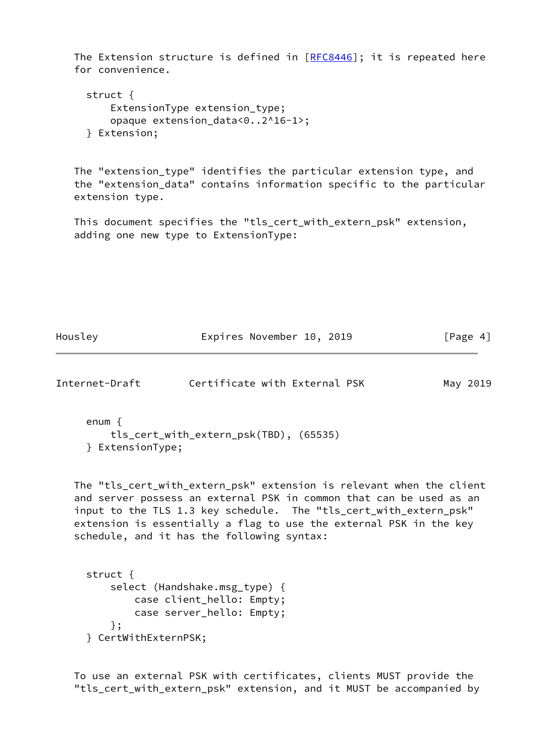The Extension structure is defined in [RFC8446]; it is repeated here for convenience.

```
struct {
    ExtensionType extension_type;
    opaque extension_data<0..2^16-1>;
} Extension;
```

The "extension_type" identifies the particular extension type, and the "extension_data" contains information specific to the particular extension type.

This document specifies the "tls_cert_with_extern_psk" extension, adding one new type to ExtensionType:

```
enum {
    tls_cert_with_extern_psk(TBD), (65535)
} ExtensionType;
```

The "tls_cert_with_extern_psk" extension is relevant when the client and server possess an external PSK in common that can be used as an input to the TLS 1.3 key schedule. The "tls_cert_with_extern_psk" extension is essentially a flag to use the external PSK in the key schedule, and it has the following syntax:

```
struct {
    select (Handshake.msg_type) {
        case client_hello: Empty;
        case server_hello: Empty;
    };
} CertWithExternPSK;
```

To use an external PSK with certificates, clients MUST provide the "tls_cert_with_extern_psk" extension, and it MUST be accompanied by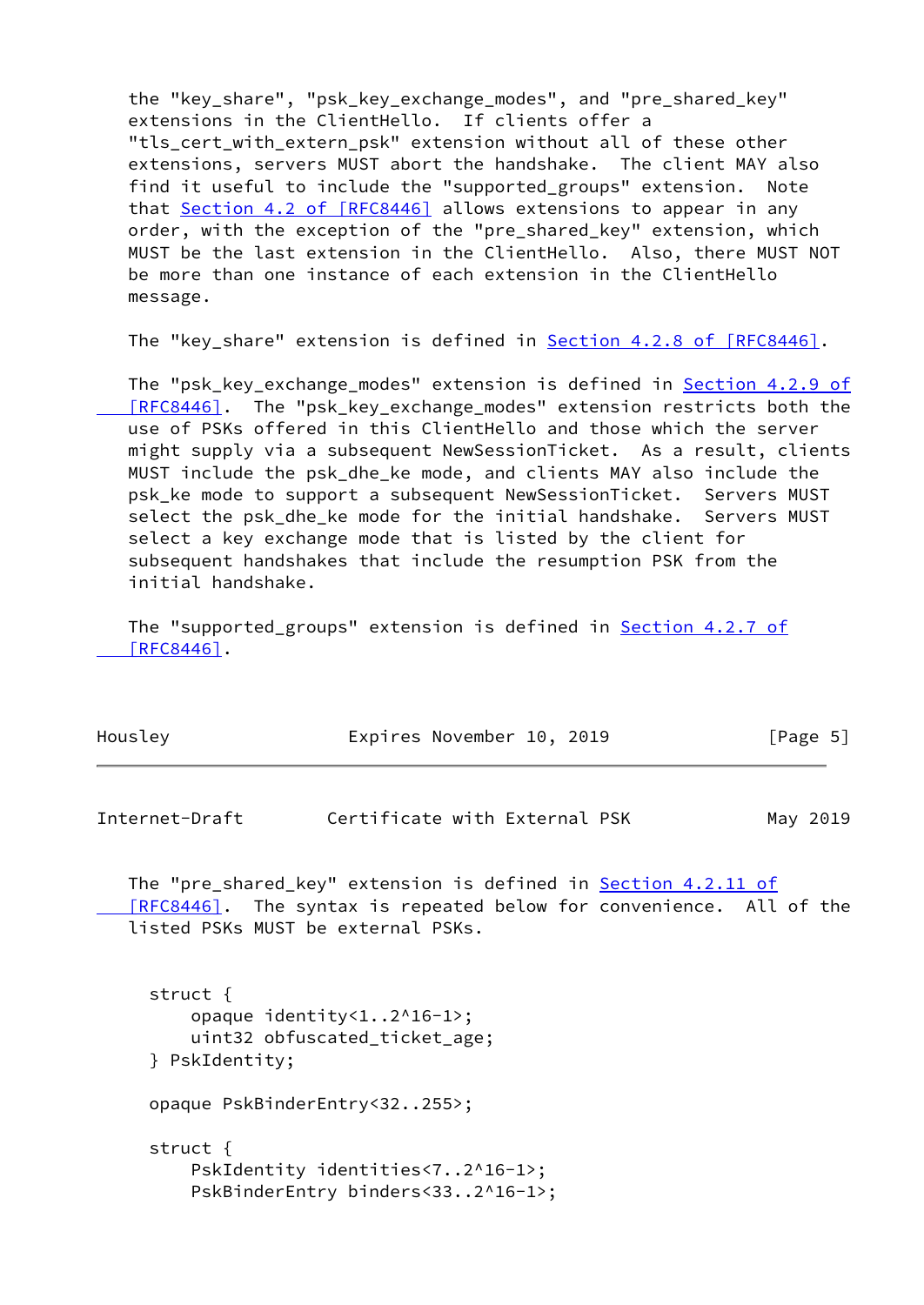the "key_share", "psk_key_exchange_modes", and "pre_shared_key" extensions in the ClientHello. If clients offer a "tls_cert_with_extern_psk" extension without all of these other extensions, servers MUST abort the handshake. The client MAY also find it useful to include the "supported_groups" extension. Note that Section 4.2 of [RFC8446] allows extensions to appear in any order, with the exception of the "pre_shared_key" extension, which MUST be the last extension in the ClientHello. Also, there MUST NOT be more than one instance of each extension in the ClientHello message.

The "key_share" extension is defined in Section 4.2.8 of [RFC8446].

The "psk_key_exchange_modes" extension is defined in Section 4.2.9 of [RFC8446]. The "psk_key_exchange_modes" extension restricts both the use of PSKs offered in this ClientHello and those which the server might supply via a subsequent NewSessionTicket. As a result, clients MUST include the psk_dhe_ke mode, and clients MAY also include the psk_ke mode to support a subsequent NewSessionTicket. Servers MUST select the psk_dhe_ke mode for the initial handshake. Servers MUST select a key exchange mode that is listed by the client for subsequent handshakes that include the resumption PSK from the initial handshake.

The "supported_groups" extension is defined in Section 4.2.7 of [RFC8446].

The "pre_shared_key" extension is defined in Section 4.2.11 of [RFC8446]. The syntax is repeated below for convenience. All of the listed PSKs MUST be external PSKs.

```
   struct {
       opaque identity<1..2^16-1>;
       uint32 obfuscated_ticket_age;
   } PskIdentity;

   opaque PskBinderEntry<32..255>;

   struct {
       PskIdentity identities<7..2^16-1>;
       PskBinderEntry binders<33..2^16-1>;
```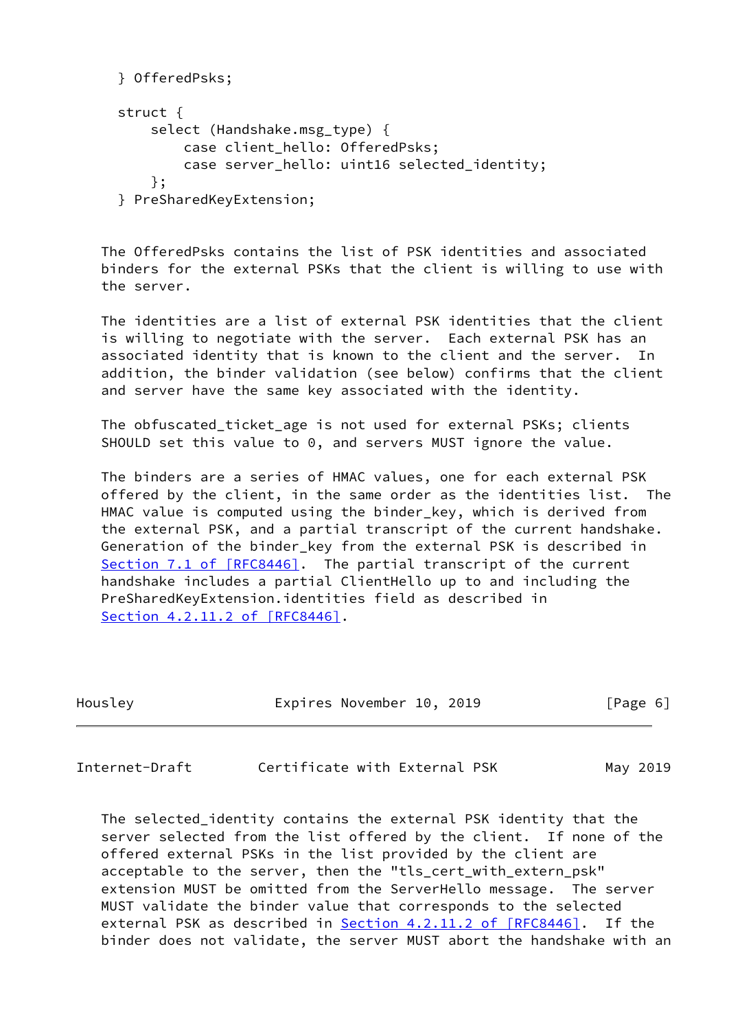```
   } OfferedPsks;

   struct {
       select (Handshake.msg_type) {
           case client_hello: OfferedPsks;
           case server_hello: uint16 selected_identity;
       };
   } PreSharedKeyExtension;
```

The OfferedPsks contains the list of PSK identities and associated binders for the external PSKs that the client is willing to use with the server.

The identities are a list of external PSK identities that the client is willing to negotiate with the server. Each external PSK has an associated identity that is known to the client and the server. In addition, the binder validation (see below) confirms that the client and server have the same key associated with the identity.

The obfuscated_ticket_age is not used for external PSKs; clients SHOULD set this value to 0, and servers MUST ignore the value.

The binders are a series of HMAC values, one for each external PSK offered by the client, in the same order as the identities list. The HMAC value is computed using the binder_key, which is derived from the external PSK, and a partial transcript of the current handshake. Generation of the binder_key from the external PSK is described in Section 7.1 of [RFC8446]. The partial transcript of the current handshake includes a partial ClientHello up to and including the PreSharedKeyExtension.identities field as described in Section 4.2.11.2 of [RFC8446].

The selected_identity contains the external PSK identity that the server selected from the list offered by the client. If none of the offered external PSKs in the list provided by the client are acceptable to the server, then the "tls_cert_with_extern_psk" extension MUST be omitted from the ServerHello message. The server MUST validate the binder value that corresponds to the selected external PSK as described in Section 4.2.11.2 of [RFC8446]. If the binder does not validate, the server MUST abort the handshake with an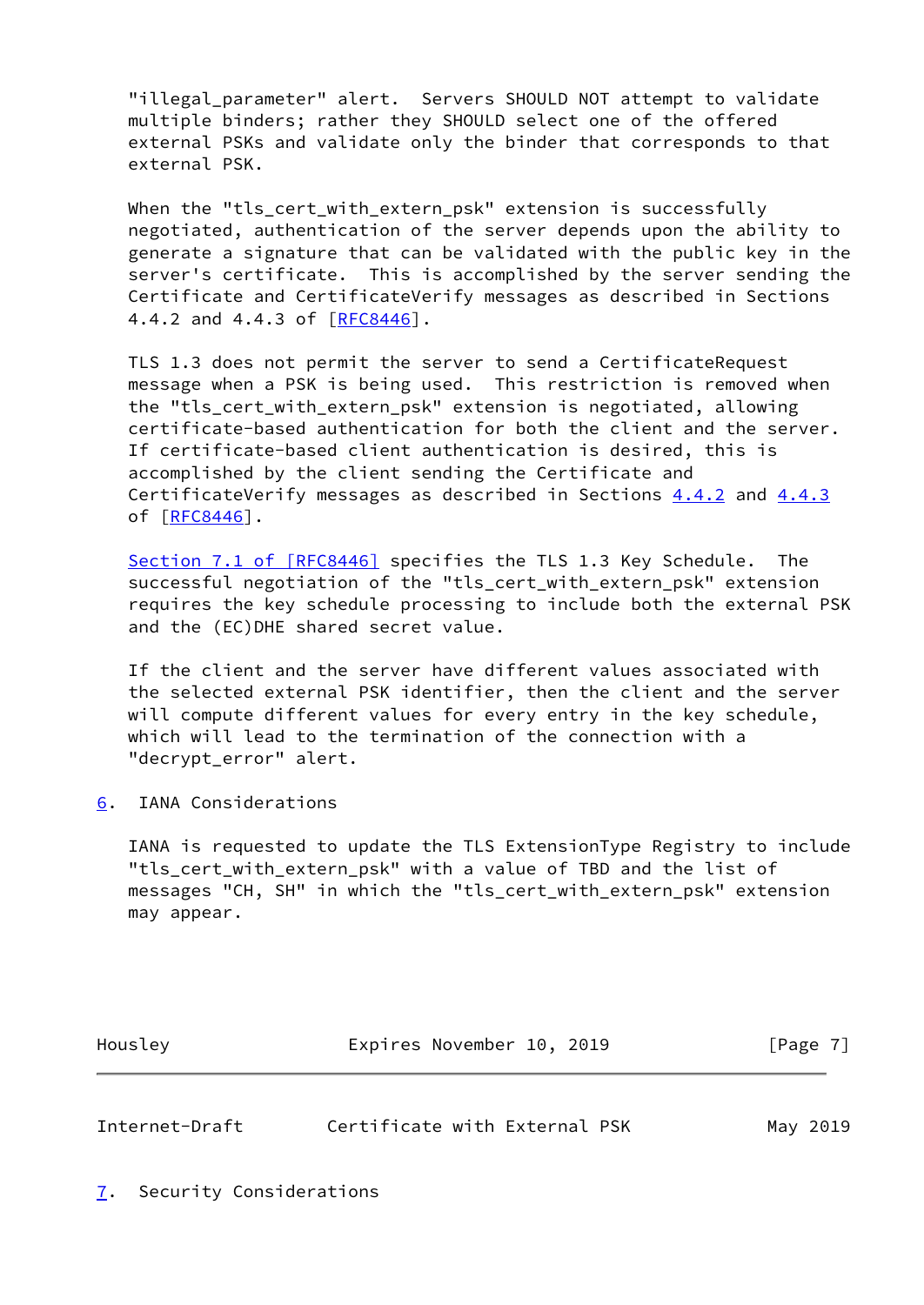"illegal_parameter" alert. Servers SHOULD NOT attempt to validate multiple binders; rather they SHOULD select one of the offered external PSKs and validate only the binder that corresponds to that external PSK.

When the "tls_cert_with_extern_psk" extension is successfully negotiated, authentication of the server depends upon the ability to generate a signature that can be validated with the public key in the server's certificate. This is accomplished by the server sending the Certificate and CertificateVerify messages as described in Sections 4.4.2 and 4.4.3 of [RFC8446].

TLS 1.3 does not permit the server to send a CertificateRequest message when a PSK is being used. This restriction is removed when the "tls_cert_with_extern_psk" extension is negotiated, allowing certificate-based authentication for both the client and the server. If certificate-based client authentication is desired, this is accomplished by the client sending the Certificate and CertificateVerify messages as described in Sections 4.4.2 and 4.4.3 of [RFC8446].

Section 7.1 of [RFC8446] specifies the TLS 1.3 Key Schedule. The successful negotiation of the "tls_cert_with_extern_psk" extension requires the key schedule processing to include both the external PSK and the (EC)DHE shared secret value.

If the client and the server have different values associated with the selected external PSK identifier, then the client and the server will compute different values for every entry in the key schedule, which will lead to the termination of the connection with a "decrypt_error" alert.

## 6. IANA Considerations

IANA is requested to update the TLS ExtensionType Registry to include "tls_cert_with_extern_psk" with a value of TBD and the list of messages "CH, SH" in which the "tls_cert_with_extern_psk" extension may appear.

## 7. Security Considerations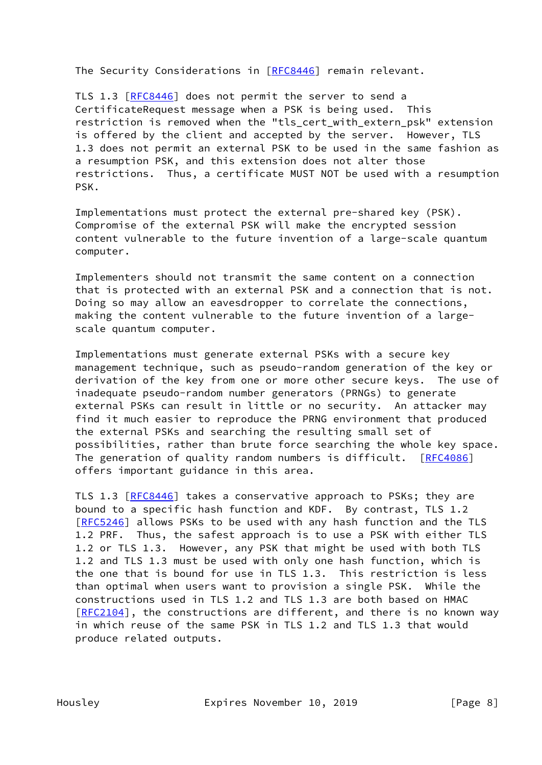The Security Considerations in [RFC8446] remain relevant.

TLS 1.3 [RFC8446] does not permit the server to send a CertificateRequest message when a PSK is being used. This restriction is removed when the "tls_cert_with_extern_psk" extension is offered by the client and accepted by the server. However, TLS 1.3 does not permit an external PSK to be used in the same fashion as a resumption PSK, and this extension does not alter those restrictions. Thus, a certificate MUST NOT be used with a resumption PSK.

Implementations must protect the external pre-shared key (PSK). Compromise of the external PSK will make the encrypted session content vulnerable to the future invention of a large-scale quantum computer.

Implementers should not transmit the same content on a connection that is protected with an external PSK and a connection that is not. Doing so may allow an eavesdropper to correlate the connections, making the content vulnerable to the future invention of a large-scale quantum computer.

Implementations must generate external PSKs with a secure key management technique, such as pseudo-random generation of the key or derivation of the key from one or more other secure keys. The use of inadequate pseudo-random number generators (PRNGs) to generate external PSKs can result in little or no security. An attacker may find it much easier to reproduce the PRNG environment that produced the external PSKs and searching the resulting small set of possibilities, rather than brute force searching the whole key space. The generation of quality random numbers is difficult. [RFC4086] offers important guidance in this area.

TLS 1.3 [RFC8446] takes a conservative approach to PSKs; they are bound to a specific hash function and KDF. By contrast, TLS 1.2 [RFC5246] allows PSKs to be used with any hash function and the TLS 1.2 PRF. Thus, the safest approach is to use a PSK with either TLS 1.2 or TLS 1.3. However, any PSK that might be used with both TLS 1.2 and TLS 1.3 must be used with only one hash function, which is the one that is bound for use in TLS 1.3. This restriction is less than optimal when users want to provision a single PSK. While the constructions used in TLS 1.2 and TLS 1.3 are both based on HMAC [RFC2104], the constructions are different, and there is no known way in which reuse of the same PSK in TLS 1.2 and TLS 1.3 that would produce related outputs.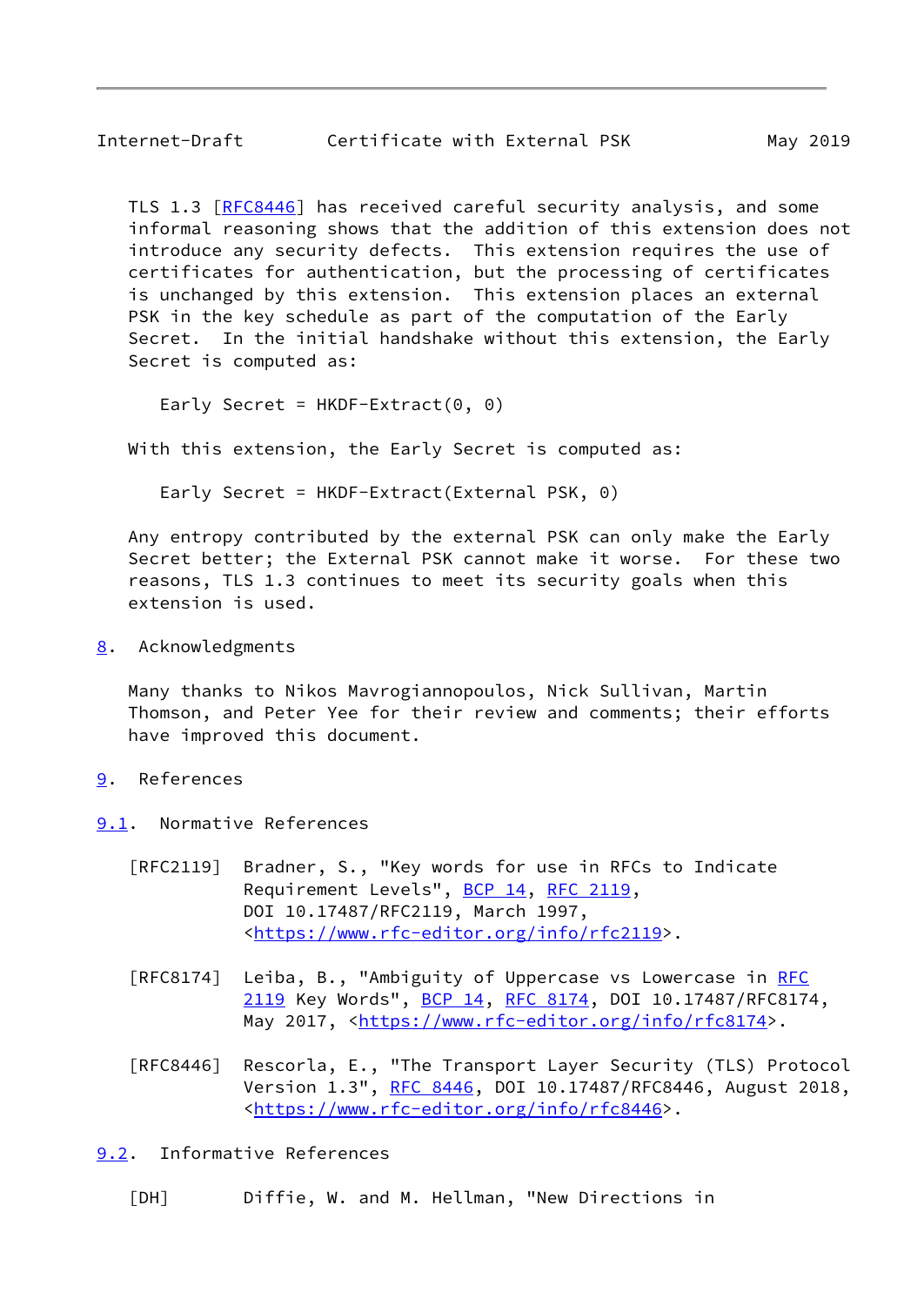TLS 1.3 [RFC8446] has received careful security analysis, and some informal reasoning shows that the addition of this extension does not introduce any security defects. This extension requires the use of certificates for authentication, but the processing of certificates is unchanged by this extension. This extension places an external PSK in the key schedule as part of the computation of the Early Secret. In the initial handshake without this extension, the Early Secret is computed as:

```
Early Secret = HKDF-Extract(0, 0)
```

With this extension, the Early Secret is computed as:

```
Early Secret = HKDF-Extract(External PSK, 0)
```

Any entropy contributed by the external PSK can only make the Early Secret better; the External PSK cannot make it worse. For these two reasons, TLS 1.3 continues to meet its security goals when this extension is used.

## 8. Acknowledgments

Many thanks to Nikos Mavrogiannopoulos, Nick Sullivan, Martin Thomson, and Peter Yee for their review and comments; their efforts have improved this document.

## 9. References

### 9.1. Normative References

[RFC2119] Bradner, S., "Key words for use in RFCs to Indicate Requirement Levels", BCP 14, RFC 2119, DOI 10.17487/RFC2119, March 1997, <https://www.rfc-editor.org/info/rfc2119>.

[RFC8174] Leiba, B., "Ambiguity of Uppercase vs Lowercase in RFC 2119 Key Words", BCP 14, RFC 8174, DOI 10.17487/RFC8174, May 2017, <https://www.rfc-editor.org/info/rfc8174>.

[RFC8446] Rescorla, E., "The Transport Layer Security (TLS) Protocol Version 1.3", RFC 8446, DOI 10.17487/RFC8446, August 2018, <https://www.rfc-editor.org/info/rfc8446>.

### 9.2. Informative References

[DH] Diffie, W. and M. Hellman, "New Directions in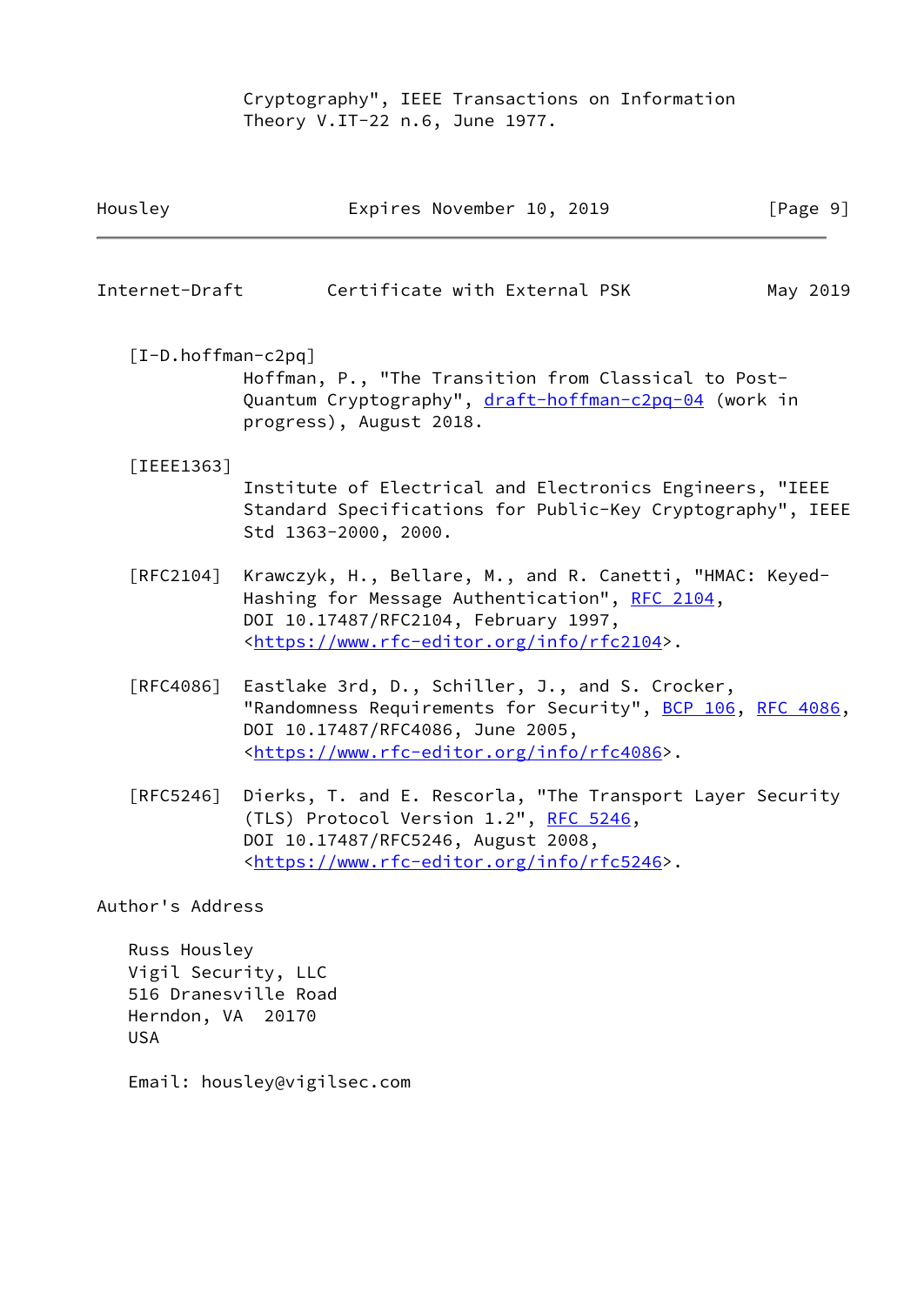Cryptography", IEEE Transactions on Information Theory V.IT-22 n.6, June 1977.

[I-D.hoffman-c2pq]
Hoffman, P., "The Transition from Classical to Post-Quantum Cryptography", draft-hoffman-c2pq-04 (work in progress), August 2018.

[IEEE1363]
Institute of Electrical and Electronics Engineers, "IEEE Standard Specifications for Public-Key Cryptography", IEEE Std 1363-2000, 2000.

[RFC2104] Krawczyk, H., Bellare, M., and R. Canetti, "HMAC: Keyed-Hashing for Message Authentication", RFC 2104, DOI 10.17487/RFC2104, February 1997, <https://www.rfc-editor.org/info/rfc2104>.

[RFC4086] Eastlake 3rd, D., Schiller, J., and S. Crocker, "Randomness Requirements for Security", BCP 106, RFC 4086, DOI 10.17487/RFC4086, June 2005, <https://www.rfc-editor.org/info/rfc4086>.

[RFC5246] Dierks, T. and E. Rescorla, "The Transport Layer Security (TLS) Protocol Version 1.2", RFC 5246, DOI 10.17487/RFC5246, August 2008, <https://www.rfc-editor.org/info/rfc5246>.

## Author's Address

Russ Housley
Vigil Security, LLC
516 Dranesville Road
Herndon, VA 20170
USA

Email: housley@vigilsec.com